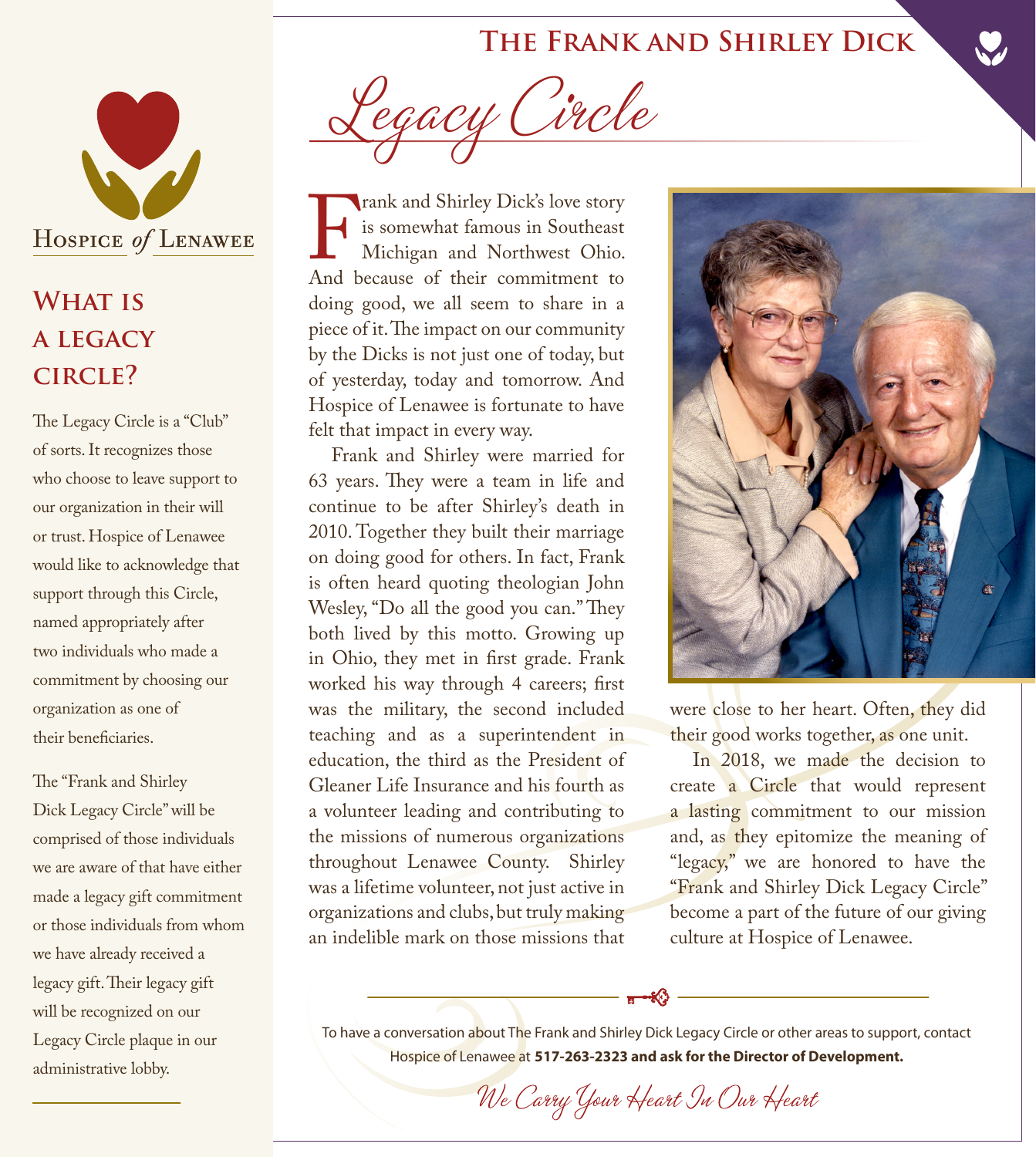# The Frank and Shirley Dick

# Legacy Circle

Hospice of Lenawee

## What is a legacy circle?

The Legacy Circle is a "Club" of sorts. It recognizes those who choose to leave support to our organization in their will or trust. Hospice of Lenawee would like to acknowledge that support through this Circle, named appropriately after two individuals who made a commitment by choosing our organization as one of their beneficiaries.

The "Frank and Shirley Dick Legacy Circle" will be comprised of those individuals we are aware of that have either made a legacy gift commitment or those individuals from whom we have already received a legacy gift. Their legacy gift will be recognized on our Legacy Circle plaque in our administrative lobby.

---

Frank and Shirley Dick's love story is somewhat famous in Southeast Michigan and Northwest Ohio. And because of their commitment to doing good, we all seem to share in a piece of it. The impact on our community by the Dicks is not just one of today, but of yesterday, today and tomorrow. And Hospice of Lenawee is fortunate to have felt that impact in every way.

Frank and Shirley were married for 63 years. They were a team in life and continue to be after Shirley's death in 2010. Together they built their marriage on doing good for others. In fact, Frank is often heard quoting theologian John Wesley, "Do all the good you can." They both lived by this motto. Growing up in Ohio, they met in first grade. Frank worked his way through 4 careers; first was the military, the second included teaching and as a superintendent in education, the third as the President of Gleaner Life Insurance and his fourth as a volunteer leading and contributing to the missions of numerous organizations throughout Lenawee County. Shirley was a lifetime volunteer, not just active in organizations and clubs, but truly making an indelible mark on those missions that were close to her heart. Often, they did their good works together, as one unit.

In 2018, we made the decision to create a Circle that would represent a lasting commitment to our mission and, as they epitomize the meaning of "legacy," we are honored to have the "Frank and Shirley Dick Legacy Circle" become a part of the future of our giving culture at Hospice of Lenawee.

---

To have a conversation about The Frank and Shirley Dick Legacy Circle or other areas to support, contact Hospice of Lenawee at **517-263-2323 and ask for the Director of Development.**

*We Carry Your Heart In Our Heart*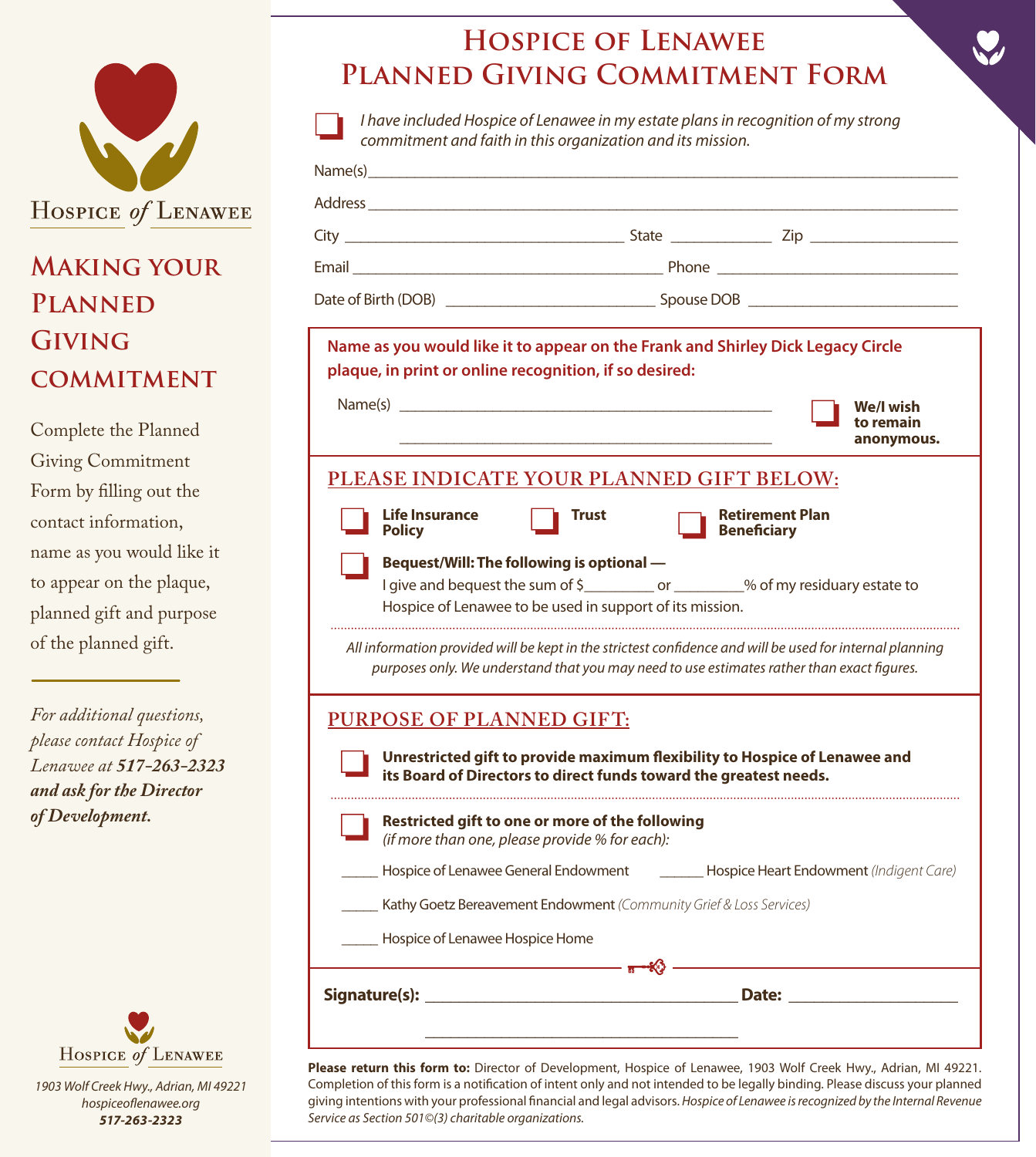Hospice *of* Lenawee

## Making your Planned Giving commitment

Complete the Planned Giving Commitment Form by filling out the contact information, name as you would like it to appear on the plaque, planned gift and purpose of the planned gift.

*For additional questions, please contact Hospice of Lenawee at* ***517-263-2323 and ask for the Director of Development.***

Hospice *of* Lenawee

*1903 Wolf Creek Hwy., Adrian, MI 49221*
*hospiceoflenawee.org*
***517-263-2323***

# Hospice of Lenawee Planned Giving Commitment Form

☐ *I have included Hospice of Lenawee in my estate plans in recognition of my strong commitment and faith in this organization and its mission.*

Name(s)\_\_\_\_\_\_\_\_\_\_\_\_\_\_\_\_\_\_\_\_\_\_\_\_\_\_\_\_\_\_\_\_\_\_\_\_\_\_\_\_\_\_\_\_\_\_\_\_

Address \_\_\_\_\_\_\_\_\_\_\_\_\_\_\_\_\_\_\_\_\_\_\_\_\_\_\_\_\_\_\_\_\_\_\_\_\_\_\_\_\_\_\_\_\_\_\_\_

City \_\_\_\_\_\_\_\_\_\_\_\_\_\_\_\_\_\_\_\_ State \_\_\_\_\_\_\_ Zip \_\_\_\_\_\_\_\_\_\_

Email \_\_\_\_\_\_\_\_\_\_\_\_\_\_\_\_\_\_\_\_\_\_\_\_ Phone \_\_\_\_\_\_\_\_\_\_\_\_\_\_\_\_\_\_

Date of Birth (DOB) \_\_\_\_\_\_\_\_\_\_\_\_\_\_\_\_ Spouse DOB \_\_\_\_\_\_\_\_\_\_\_\_\_\_\_\_

**Name as you would like it to appear on the Frank and Shirley Dick Legacy Circle plaque, in print or online recognition, if so desired:**

Name(s) \_\_\_\_\_\_\_\_\_\_\_\_\_\_\_\_\_\_\_\_\_\_\_\_\_\_\_\_\_\_\_\_\_\_\_\_

\_\_\_\_\_\_\_\_\_\_\_\_\_\_\_\_\_\_\_\_\_\_\_\_\_\_\_\_\_\_\_\_\_\_\_\_

☐ **We/I wish to remain anonymous.**

## PLEASE INDICATE YOUR PLANNED GIFT BELOW:

☐ **Life Insurance Policy**  ☐ **Trust**  ☐ **Retirement Plan Beneficiary**

☐ **Bequest/Will: The following is optional —**
I give and bequest the sum of $\_\_\_\_\_\_\_\_ or \_\_\_\_\_\_\_\_% of my residuary estate to Hospice of Lenawee to be used in support of its mission.

*All information provided will be kept in the strictest confidence and will be used for internal planning purposes only. We understand that you may need to use estimates rather than exact figures.*

## PURPOSE OF PLANNED GIFT:

☐ **Unrestricted gift to provide maximum flexibility to Hospice of Lenawee and its Board of Directors to direct funds toward the greatest needs.**

☐ **Restricted gift to one or more of the following**
*(if more than one, please provide % for each):*

\_\_\_\_\_ Hospice of Lenawee General Endowment  \_\_\_\_\_\_ Hospice Heart Endowment *(Indigent Care)*

\_\_\_\_\_ Kathy Goetz Bereavement Endowment *(Community Grief & Loss Services)*

\_\_\_\_\_ Hospice of Lenawee Hospice Home

**Signature(s):** \_\_\_\_\_\_\_\_\_\_\_\_\_\_\_\_\_\_\_\_\_\_\_\_\_\_\_\_ **Date:** \_\_\_\_\_\_\_\_\_\_\_\_\_\_

\_\_\_\_\_\_\_\_\_\_\_\_\_\_\_\_\_\_\_\_\_\_\_\_\_\_\_\_

**Please return this form to:** Director of Development, Hospice of Lenawee, 1903 Wolf Creek Hwy., Adrian, MI 49221. Completion of this form is a notification of intent only and not intended to be legally binding. Please discuss your planned giving intentions with your professional financial and legal advisors. *Hospice of Lenawee is recognized by the Internal Revenue Service as Section 501©(3) charitable organizations.*